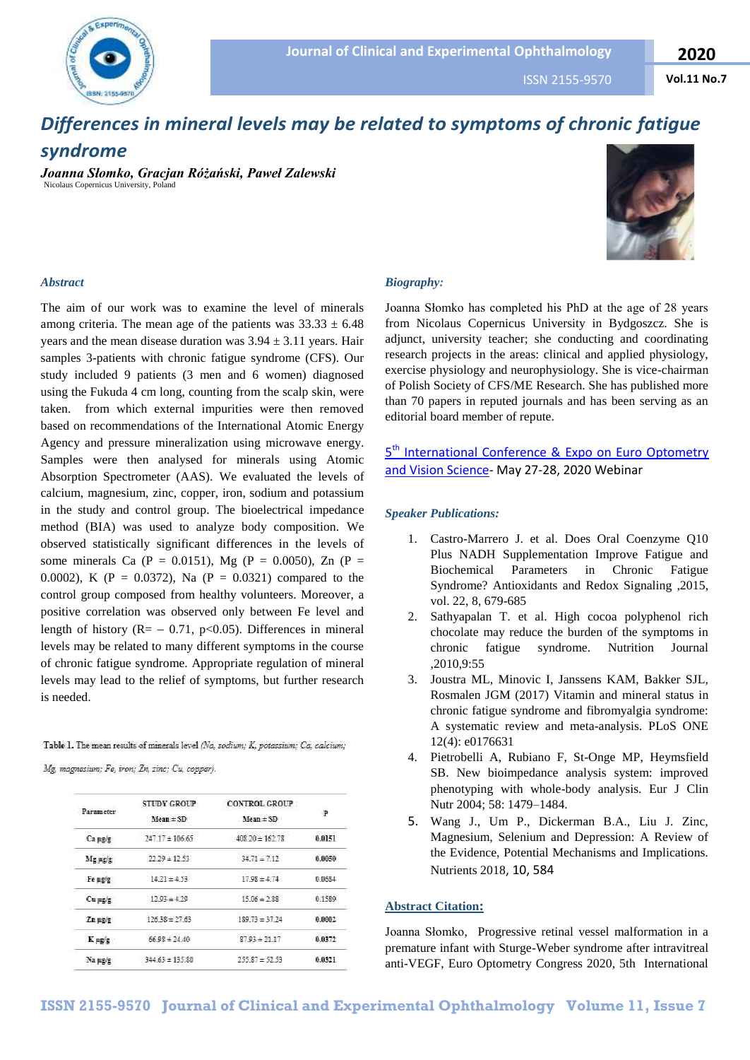# Differences in mineral levels may be related to symptoms of chronic fatigue syndrome

***Joanna Słomko, Gracjan Różański, Paweł Zalewski***

Nicolaus Copernicus University, Poland

### *Abstract*

The aim of our work was to examine the level of minerals among criteria. The mean age of the patients was 33.33 ± 6.48 years and the mean disease duration was 3.94 ± 3.11 years. Hair samples 3-patients with chronic fatigue syndrome (CFS). Our study included 9 patients (3 men and 6 women) diagnosed using the Fukuda 4 cm long, counting from the scalp skin, were taken. from which external impurities were then removed based on recommendations of the International Atomic Energy Agency and pressure mineralization using microwave energy. Samples were then analysed for minerals using Atomic Absorption Spectrometer (AAS). We evaluated the levels of calcium, magnesium, zinc, copper, iron, sodium and potassium in the study and control group. The bioelectrical impedance method (BIA) was used to analyze body composition. We observed statistically significant differences in the levels of some minerals Ca ($P = 0.0151$), Mg ($P = 0.0050$), Zn ($P = 0.0002$), K ($P = 0.0372$), Na ($P = 0.0321$) compared to the control group composed from healthy volunteers. Moreover, a positive correlation was observed only between Fe level and length of history ($R = -0.71$, $p<0.05$). Differences in mineral levels may be related to many different symptoms in the course of chronic fatigue syndrome. Appropriate regulation of mineral levels may lead to the relief of symptoms, but further research is needed.

Table 1. The mean results of minerals level *(Na, sodium; K, potassium; Ca, calcium; Mg, magnesium; Fe, iron; Zn, zinc; Cu, copper).*

| Parameter | STUDY GROUP Mean ± SD | CONTROL GROUP Mean ± SD | P |
|---|---|---|---|
| Ca µg/g | 247.17 ± 106.65 | 408.20 ± 162.78 | **0.0151** |
| Mg µg/g | 22.29 ± 12.53 | 34.71 ± 7.12 | **0.0050** |
| Fe µg/g | 14.21 ± 4.53 | 17.98 ± 4.74 | 0.0684 |
| Cu µg/g | 12.93 ± 4.29 | 15.06 ± 2.88 | 0.1589 |
| Zn µg/g | 126.38 ± 27.63 | 189.73 ± 37.24 | **0.0002** |
| K µg/g | 66.98 ± 24.40 | 87.93 ± 21.17 | **0.0372** |
| Na µg/g | 344.63 ± 135.80 | 255.87 ± 52.53 | **0.0321** |

### *Biography:*

Joanna Słomko has completed his PhD at the age of 28 years from Nicolaus Copernicus University in Bydgoszcz. She is adjunct, university teacher; she conducting and coordinating research projects in the areas: clinical and applied physiology, exercise physiology and neurophysiology. She is vice-chairman of Polish Society of CFS/ME Research. She has published more than 70 papers in reputed journals and has been serving as an editorial board member of repute.

5th International Conference & Expo on Euro Optometry and Vision Science- May 27-28, 2020 Webinar

### *Speaker Publications:*

1. Castro-Marrero J. et al. Does Oral Coenzyme Q10 Plus NADH Supplementation Improve Fatigue and Biochemical Parameters in Chronic Fatigue Syndrome? Antioxidants and Redox Signaling ,2015, vol. 22, 8, 679-685
2. Sathyapalan T. et al. High cocoa polyphenol rich chocolate may reduce the burden of the symptoms in chronic fatigue syndrome. Nutrition Journal ,2010,9:55
3. Joustra ML, Minovic I, Janssens KAM, Bakker SJL, Rosmalen JGM (2017) Vitamin and mineral status in chronic fatigue syndrome and fibromyalgia syndrome: A systematic review and meta-analysis. PLoS ONE 12(4): e0176631
4. Pietrobelli A, Rubiano F, St-Onge MP, Heymsfield SB. New bioimpedance analysis system: improved phenotyping with whole-body analysis. Eur J Clin Nutr 2004; 58: 1479–1484.
5. Wang J., Um P., Dickerman B.A., Liu J. Zinc, Magnesium, Selenium and Depression: A Review of the Evidence, Potential Mechanisms and Implications. Nutrients 2018, 10, 584

### Abstract Citation:

Joanna Słomko, Progressive retinal vessel malformation in a premature infant with Sturge-Weber syndrome after intravitreal anti-VEGF, Euro Optometry Congress 2020, 5th International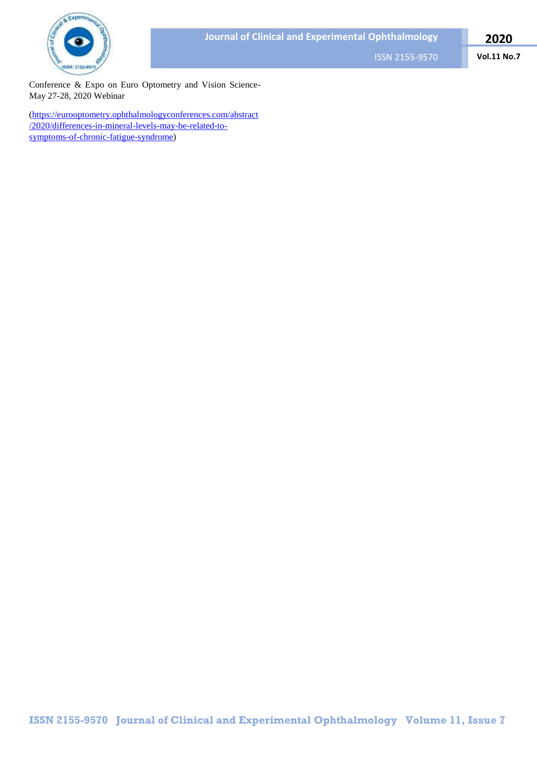Conference & Expo on Euro Optometry and Vision Science- May 27-28, 2020 Webinar

(https://eurooptometry.ophthalmologyconferences.com/abstract/2020/differences-in-mineral-levels-may-be-related-to-symptoms-of-chronic-fatigue-syndrome)